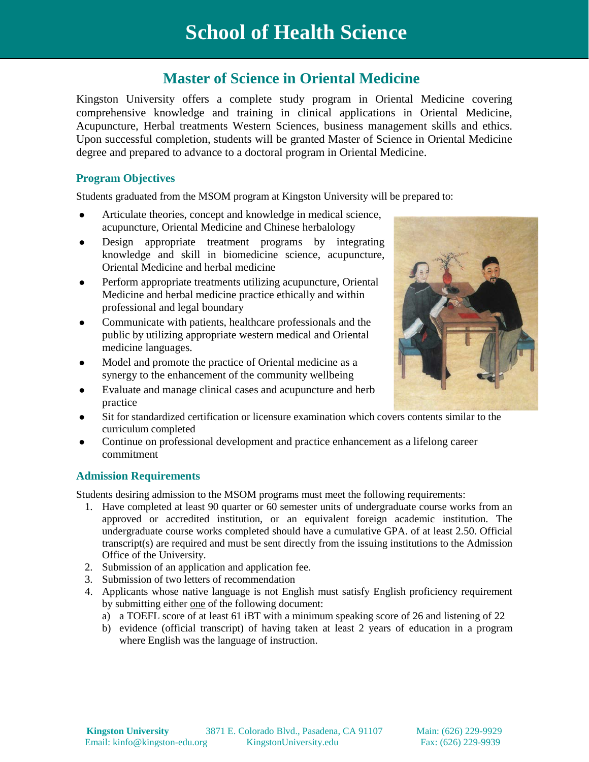# School of Health Science

## Master of Science in Oriental Medicine

Kingston University offers a complete study program in Oriental Medicine covering comprehensive knowledge and training in clinical applications in Oriental Medicine, Acupuncture, Herbal treatments Western Sciences, business management skills and ethics. Upon successful completion, students will be granted Master of Science in Oriental Medicine degree and prepared to advance to a doctoral program in Oriental Medicine.

### Program Objectives

Students graduated from the MSOM program at Kingston University will be prepared to:

- Articulate theories, concept and knowledge in medical science, acupuncture, Oriental Medicine and Chinese herbalology
- Design appropriate treatment programs by integrating knowledge and skill in biomedicine science, acupuncture, Oriental Medicine and herbal medicine
- Perform appropriate treatments utilizing acupuncture, Oriental Medicine and herbal medicine practice ethically and within professional and legal boundary
- Communicate with patients, healthcare professionals and the public by utilizing appropriate western medical and Oriental medicine languages.
- Model and promote the practice of Oriental medicine as a synergy to the enhancement of the community wellbeing
- Evaluate and manage clinical cases and acupuncture and herb practice
- Sit for standardized certification or licensure examination which covers contents similar to the curriculum completed
- Continue on professional development and practice enhancement as a lifelong career commitment

### Admission Requirements

Students desiring admission to the MSOM programs must meet the following requirements:

1. Have completed at least 90 quarter or 60 semester units of undergraduate course works from an approved or accredited institution, or an equivalent foreign academic institution. The undergraduate course works completed should have a cumulative GPA. of at least 2.50. Official transcript(s) are required and must be sent directly from the issuing institutions to the Admission Office of the University.
2. Submission of an application and application fee.
3. Submission of two letters of recommendation
4. Applicants whose native language is not English must satisfy English proficiency requirement by submitting either one of the following document:
   a) a TOEFL score of at least 61 iBT with a minimum speaking score of 26 and listening of 22
   b) evidence (official transcript) of having taken at least 2 years of education in a program where English was the language of instruction.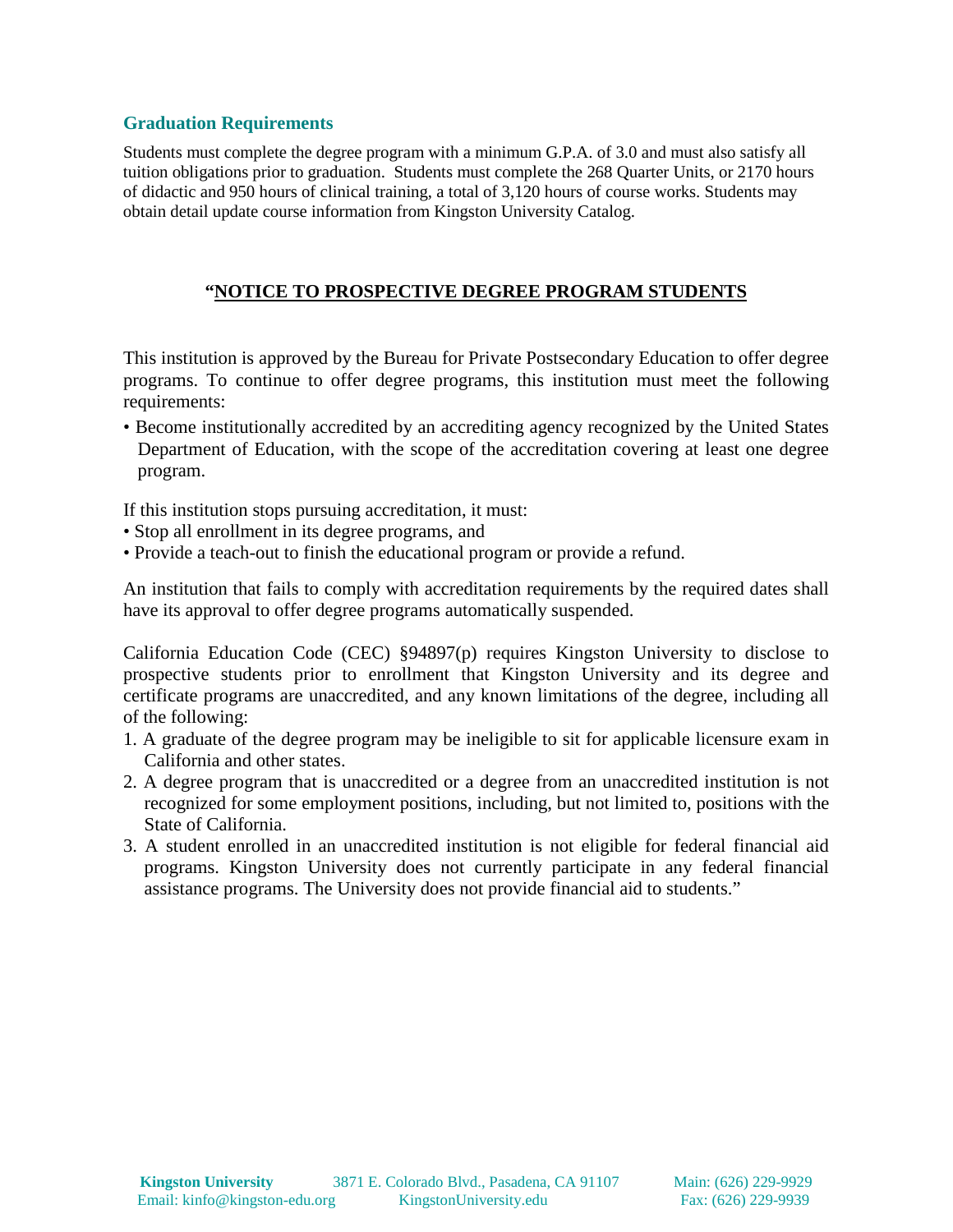## Graduation Requirements

Students must complete the degree program with a minimum G.P.A. of 3.0 and must also satisfy all tuition obligations prior to graduation. Students must complete the 268 Quarter Units, or 2170 hours of didactic and 950 hours of clinical training, a total of 3,120 hours of course works. Students may obtain detail update course information from Kingston University Catalog.

### “NOTICE TO PROSPECTIVE DEGREE PROGRAM STUDENTS

This institution is approved by the Bureau for Private Postsecondary Education to offer degree programs. To continue to offer degree programs, this institution must meet the following requirements:

- Become institutionally accredited by an accrediting agency recognized by the United States Department of Education, with the scope of the accreditation covering at least one degree program.

If this institution stops pursuing accreditation, it must:

- Stop all enrollment in its degree programs, and
- Provide a teach-out to finish the educational program or provide a refund.

An institution that fails to comply with accreditation requirements by the required dates shall have its approval to offer degree programs automatically suspended.

California Education Code (CEC) §94897(p) requires Kingston University to disclose to prospective students prior to enrollment that Kingston University and its degree and certificate programs are unaccredited, and any known limitations of the degree, including all of the following:

1. A graduate of the degree program may be ineligible to sit for applicable licensure exam in California and other states.
2. A degree program that is unaccredited or a degree from an unaccredited institution is not recognized for some employment positions, including, but not limited to, positions with the State of California.
3. A student enrolled in an unaccredited institution is not eligible for federal financial aid programs. Kingston University does not currently participate in any federal financial assistance programs. The University does not provide financial aid to students.”